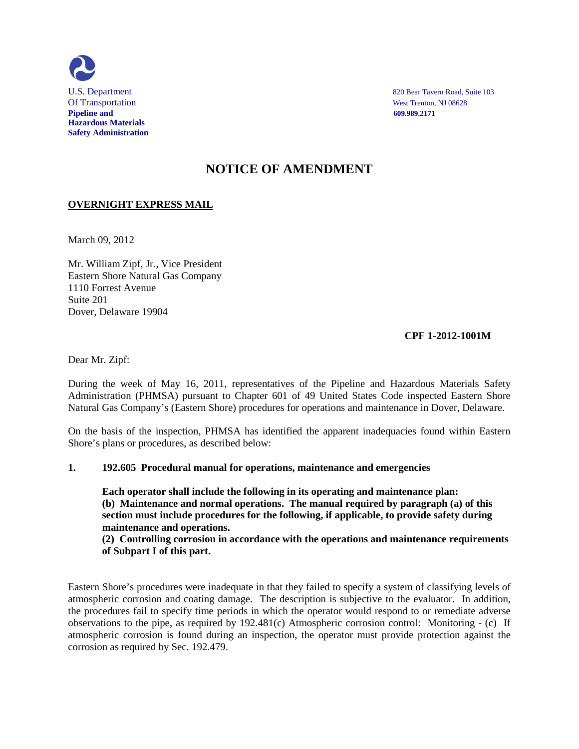U.S. Department
Of Transportation
**Pipeline and**
**Hazardous Materials**
**Safety Administration**

820 Bear Tavern Road, Suite 103
West Trenton, NJ 08628
**609.989.2171**

# NOTICE OF AMENDMENT

**OVERNIGHT EXPRESS MAIL**

March 09, 2012

Mr. William Zipf, Jr., Vice President
Eastern Shore Natural Gas Company
1110 Forrest Avenue
Suite 201
Dover, Delaware 19904

**CPF 1-2012-1001M**

Dear Mr. Zipf:

During the week of May 16, 2011, representatives of the Pipeline and Hazardous Materials Safety Administration (PHMSA) pursuant to Chapter 601 of 49 United States Code inspected Eastern Shore Natural Gas Company's (Eastern Shore) procedures for operations and maintenance in Dover, Delaware.

On the basis of the inspection, PHMSA has identified the apparent inadequacies found within Eastern Shore's plans or procedures, as described below:

**1. 192.605 Procedural manual for operations, maintenance and emergencies**

**Each operator shall include the following in its operating and maintenance plan:**
**(b) Maintenance and normal operations. The manual required by paragraph (a) of this section must include procedures for the following, if applicable, to provide safety during maintenance and operations.**
**(2) Controlling corrosion in accordance with the operations and maintenance requirements of Subpart I of this part.**

Eastern Shore's procedures were inadequate in that they failed to specify a system of classifying levels of atmospheric corrosion and coating damage. The description is subjective to the evaluator. In addition, the procedures fail to specify time periods in which the operator would respond to or remediate adverse observations to the pipe, as required by 192.481(c) Atmospheric corrosion control: Monitoring - (c) If atmospheric corrosion is found during an inspection, the operator must provide protection against the corrosion as required by Sec. 192.479.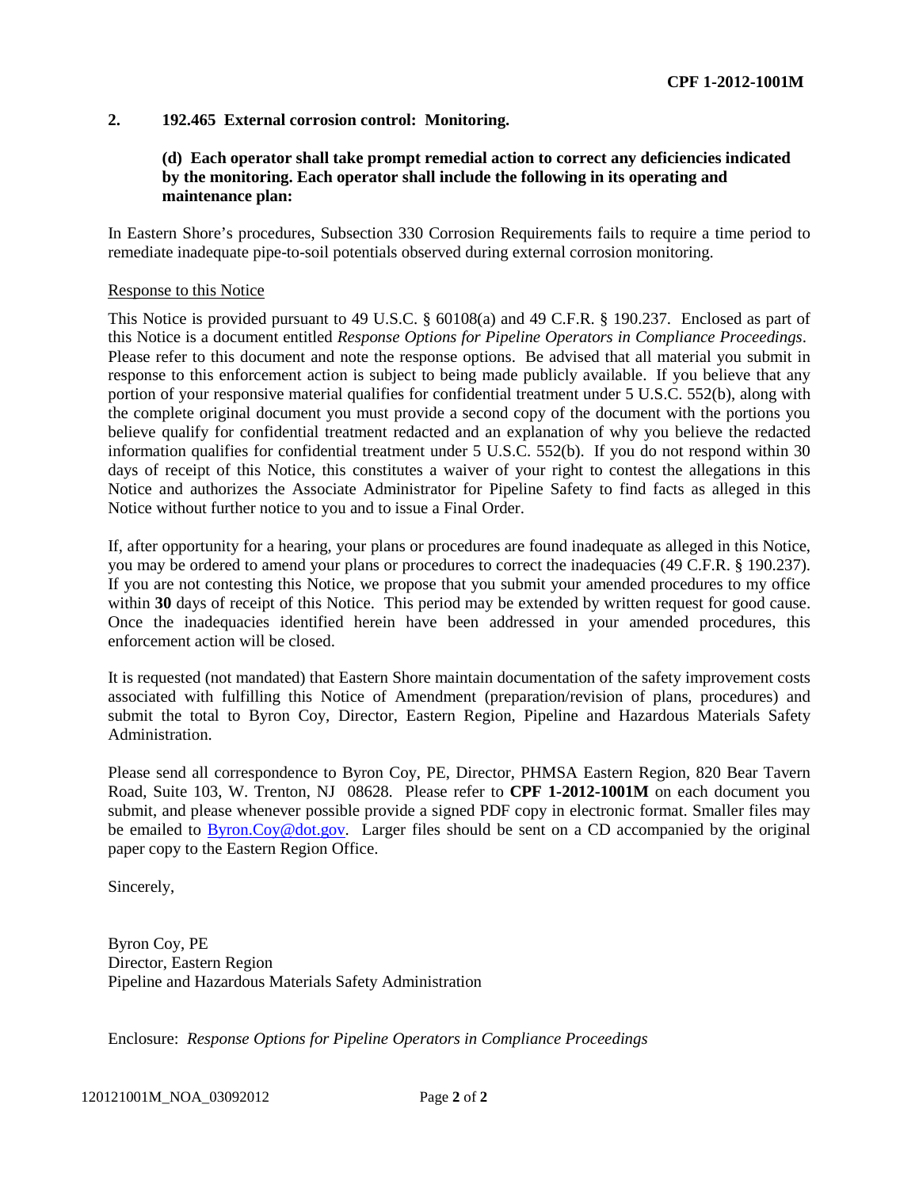**2. 192.465 External corrosion control: Monitoring.**

**(d) Each operator shall take prompt remedial action to correct any deficiencies indicated by the monitoring. Each operator shall include the following in its operating and maintenance plan:**

In Eastern Shore's procedures, Subsection 330 Corrosion Requirements fails to require a time period to remediate inadequate pipe-to-soil potentials observed during external corrosion monitoring.

Response to this Notice

This Notice is provided pursuant to 49 U.S.C. § 60108(a) and 49 C.F.R. § 190.237. Enclosed as part of this Notice is a document entitled *Response Options for Pipeline Operators in Compliance Proceedings*. Please refer to this document and note the response options. Be advised that all material you submit in response to this enforcement action is subject to being made publicly available. If you believe that any portion of your responsive material qualifies for confidential treatment under 5 U.S.C. 552(b), along with the complete original document you must provide a second copy of the document with the portions you believe qualify for confidential treatment redacted and an explanation of why you believe the redacted information qualifies for confidential treatment under 5 U.S.C. 552(b). If you do not respond within 30 days of receipt of this Notice, this constitutes a waiver of your right to contest the allegations in this Notice and authorizes the Associate Administrator for Pipeline Safety to find facts as alleged in this Notice without further notice to you and to issue a Final Order.

If, after opportunity for a hearing, your plans or procedures are found inadequate as alleged in this Notice, you may be ordered to amend your plans or procedures to correct the inadequacies (49 C.F.R. § 190.237). If you are not contesting this Notice, we propose that you submit your amended procedures to my office within **30** days of receipt of this Notice. This period may be extended by written request for good cause. Once the inadequacies identified herein have been addressed in your amended procedures, this enforcement action will be closed.

It is requested (not mandated) that Eastern Shore maintain documentation of the safety improvement costs associated with fulfilling this Notice of Amendment (preparation/revision of plans, procedures) and submit the total to Byron Coy, Director, Eastern Region, Pipeline and Hazardous Materials Safety Administration.

Please send all correspondence to Byron Coy, PE, Director, PHMSA Eastern Region, 820 Bear Tavern Road, Suite 103, W. Trenton, NJ 08628. Please refer to **CPF 1-2012-1001M** on each document you submit, and please whenever possible provide a signed PDF copy in electronic format. Smaller files may be emailed to Byron.Coy@dot.gov. Larger files should be sent on a CD accompanied by the original paper copy to the Eastern Region Office.

Sincerely,

Byron Coy, PE
Director, Eastern Region
Pipeline and Hazardous Materials Safety Administration

Enclosure: *Response Options for Pipeline Operators in Compliance Proceedings*

120121001M_NOA_03092012